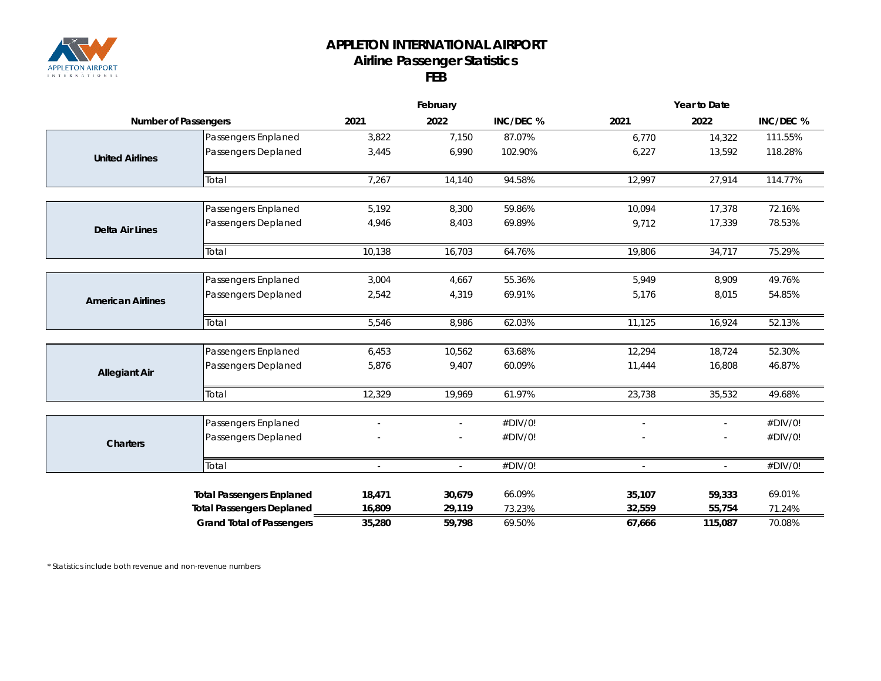# APPLETON INTERNATIONAL AIRPORT
## Airline Passenger Statistics
### FEB

| Number of Passengers | | February | | | Year to Date | | |
|---|---|---|---|---|---|---|---|
| | | 2021 | 2022 | INC/DEC % | 2021 | 2022 | INC/DEC % |
| **United Airlines** | Passengers Enplaned | 3,822 | 7,150 | 87.07% | 6,770 | 14,322 | 111.55% |
| | Passengers Deplaned | 3,445 | 6,990 | 102.90% | 6,227 | 13,592 | 118.28% |
| | Total | 7,267 | 14,140 | 94.58% | 12,997 | 27,914 | 114.77% |
| **Delta Air Lines** | Passengers Enplaned | 5,192 | 8,300 | 59.86% | 10,094 | 17,378 | 72.16% |
| | Passengers Deplaned | 4,946 | 8,403 | 69.89% | 9,712 | 17,339 | 78.53% |
| | Total | 10,138 | 16,703 | 64.76% | 19,806 | 34,717 | 75.29% |
| **American Airlines** | Passengers Enplaned | 3,004 | 4,667 | 55.36% | 5,949 | 8,909 | 49.76% |
| | Passengers Deplaned | 2,542 | 4,319 | 69.91% | 5,176 | 8,015 | 54.85% |
| | Total | 5,546 | 8,986 | 62.03% | 11,125 | 16,924 | 52.13% |
| **Allegiant Air** | Passengers Enplaned | 6,453 | 10,562 | 63.68% | 12,294 | 18,724 | 52.30% |
| | Passengers Deplaned | 5,876 | 9,407 | 60.09% | 11,444 | 16,808 | 46.87% |
| | Total | 12,329 | 19,969 | 61.97% | 23,738 | 35,532 | 49.68% |
| **Charters** | Passengers Enplaned | - | - | #DIV/0! | - | - | #DIV/0! |
| | Passengers Deplaned | - | - | #DIV/0! | - | - | #DIV/0! |
| | Total | - | - | #DIV/0! | - | - | #DIV/0! |
| | **Total Passengers Enplaned** | **18,471** | **30,679** | 66.09% | **35,107** | **59,333** | 69.01% |
| | **Total Passengers Deplaned** | **16,809** | **29,119** | 73.23% | **32,559** | **55,754** | 71.24% |
| | **Grand Total of Passengers** | **35,280** | **59,798** | 69.50% | **67,666** | **115,087** | 70.08% |

*Statistics include both revenue and non-revenue numbers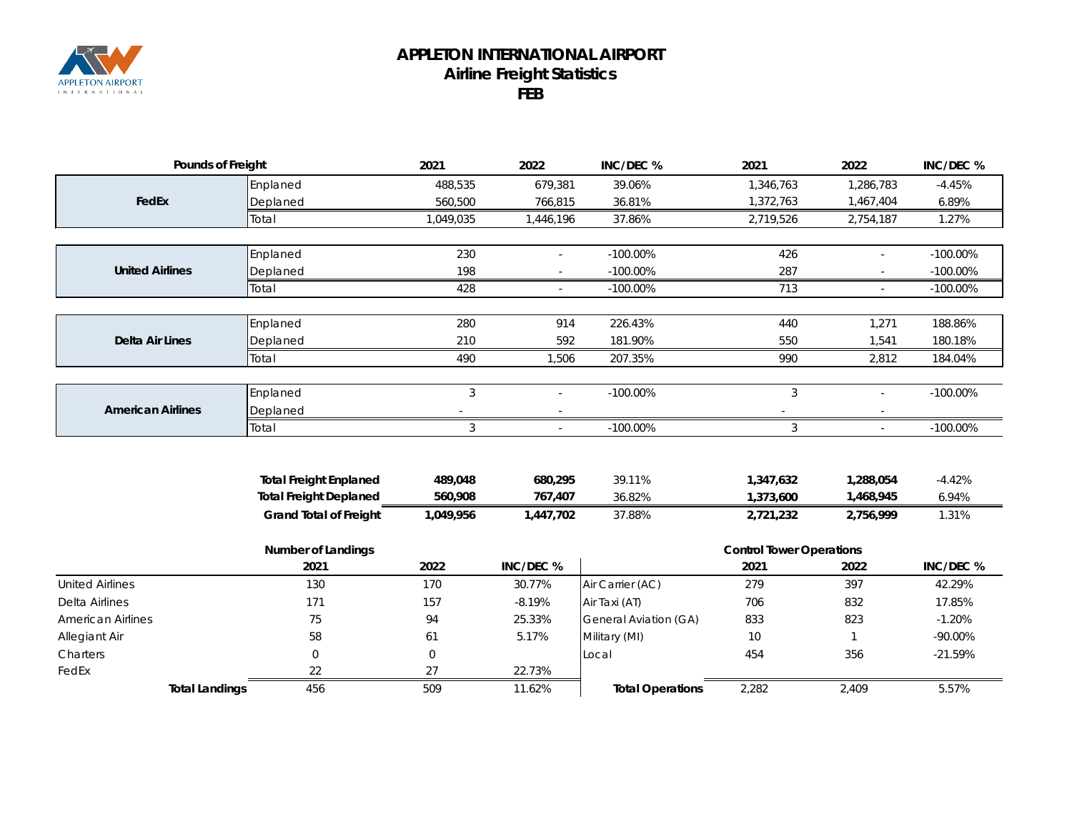# APPLETON INTERNATIONAL AIRPORT
## Airline Freight Statistics
## FEB

| Pounds of Freight | | 2021 | 2022 | INC/DEC % | 2021 | 2022 | INC/DEC % |
|---|---|---|---|---|---|---|---|
| FedEx | Enplaned | 488,535 | 679,381 | 39.06% | 1,346,763 | 1,286,783 | -4.45% |
| | Deplaned | 560,500 | 766,815 | 36.81% | 1,372,763 | 1,467,404 | 6.89% |
| | Total | 1,049,035 | 1,446,196 | 37.86% | 2,719,526 | 2,754,187 | 1.27% |
| United Airlines | Enplaned | 230 | - | -100.00% | 426 | - | -100.00% |
| | Deplaned | 198 | - | -100.00% | 287 | - | -100.00% |
| | Total | 428 | - | -100.00% | 713 | - | -100.00% |
| Delta Air Lines | Enplaned | 280 | 914 | 226.43% | 440 | 1,271 | 188.86% |
| | Deplaned | 210 | 592 | 181.90% | 550 | 1,541 | 180.18% |
| | Total | 490 | 1,506 | 207.35% | 990 | 2,812 | 184.04% |
| American Airlines | Enplaned | 3 | - | -100.00% | 3 | - | -100.00% |
| | Deplaned | - | - | | - | - | |
| | Total | 3 | - | -100.00% | 3 | - | -100.00% |
| | **Total Freight Enplaned** | **489,048** | **680,295** | 39.11% | **1,347,632** | **1,288,054** | -4.42% |
| | **Total Freight Deplaned** | **560,908** | **767,407** | 36.82% | **1,373,600** | **1,468,945** | 6.94% |
| | **Grand Total of Freight** | **1,049,956** | **1,447,702** | 37.88% | **2,721,232** | **2,756,999** | 1.31% |

| Number of Landings | 2021 | 2022 | INC/DEC % | Control Tower Operations | 2021 | 2022 | INC/DEC % |
|---|---|---|---|---|---|---|---|
| United Airlines | 130 | 170 | 30.77% | Air Carrier (AC) | 279 | 397 | 42.29% |
| Delta Airlines | 171 | 157 | -8.19% | Air Taxi (AT) | 706 | 832 | 17.85% |
| American Airlines | 75 | 94 | 25.33% | General Aviation (GA) | 833 | 823 | -1.20% |
| Allegiant Air | 58 | 61 | 5.17% | Military (MI) | 10 | 1 | -90.00% |
| Charters | 0 | 0 | | Local | 454 | 356 | -21.59% |
| FedEx | 22 | 27 | 22.73% | | | | |
| **Total Landings** | 456 | 509 | 11.62% | **Total Operations** | 2,282 | 2,409 | 5.57% |